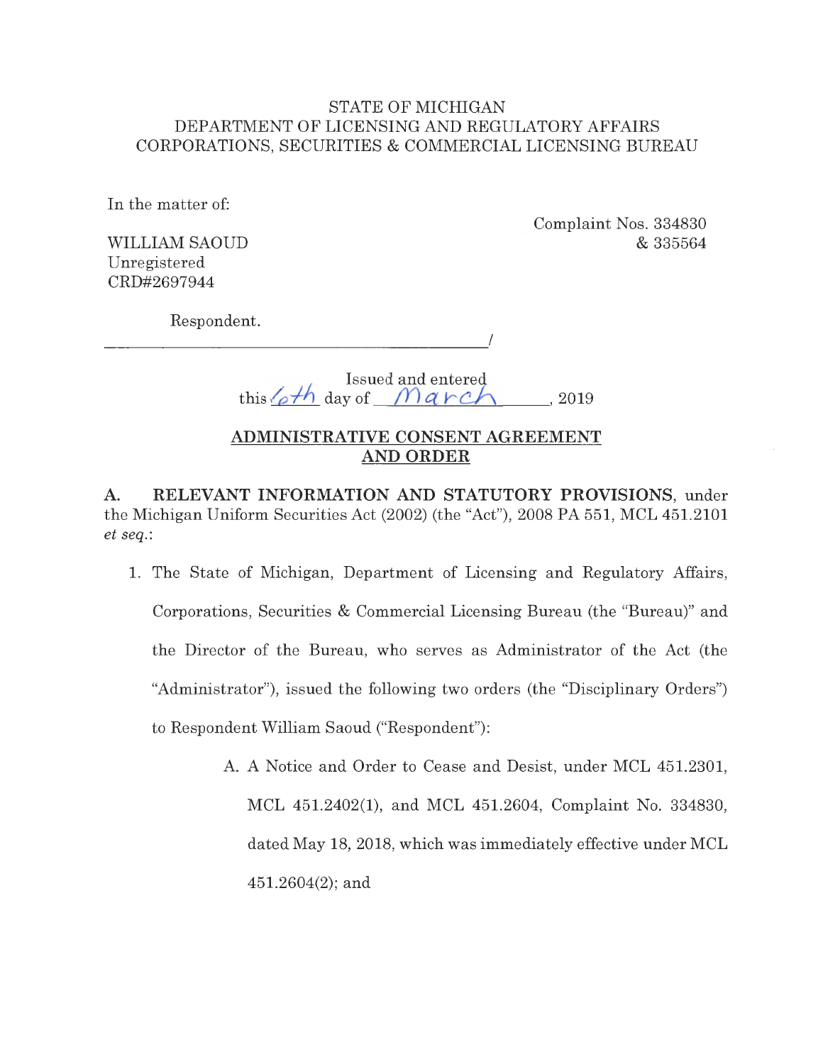STATE OF MICHIGAN
DEPARTMENT OF LICENSING AND REGULATORY AFFAIRS
CORPORATIONS, SECURITIES & COMMERCIAL LICENSING BUREAU

In the matter of:

WILLIAM SAOUD
Unregistered
CRD#2697944

Respondent.
_______________________________________/

Complaint Nos. 334830
& 335564

Issued and entered
this 6th day of March, 2019

**ADMINISTRATIVE CONSENT AGREEMENT AND ORDER**

**A. RELEVANT INFORMATION AND STATUTORY PROVISIONS**, under the Michigan Uniform Securities Act (2002) (the "Act"), 2008 PA 551, MCL 451.2101 *et seq.*:

1. The State of Michigan, Department of Licensing and Regulatory Affairs, Corporations, Securities & Commercial Licensing Bureau (the "Bureau)" and the Director of the Bureau, who serves as Administrator of the Act (the "Administrator"), issued the following two orders (the "Disciplinary Orders") to Respondent William Saoud ("Respondent"):

   A. A Notice and Order to Cease and Desist, under MCL 451.2301, MCL 451.2402(1), and MCL 451.2604, Complaint No. 334830, dated May 18, 2018, which was immediately effective under MCL 451.2604(2); and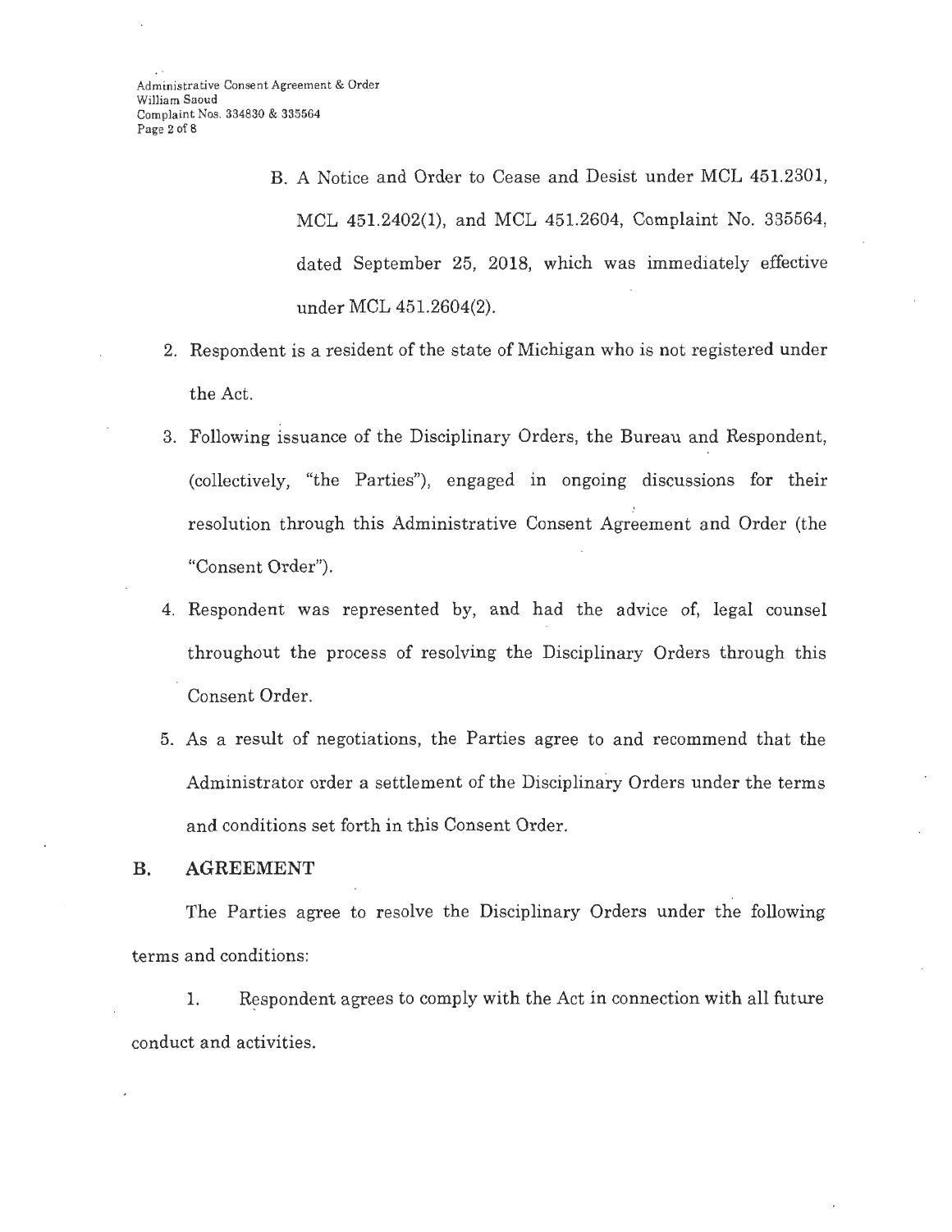B. A Notice and Order to Cease and Desist under MCL 451.2301, MCL 451.2402(1), and MCL 451.2604, Complaint No. 335564, dated September 25, 2018, which was immediately effective under MCL 451.2604(2).

2. Respondent is a resident of the state of Michigan who is not registered under the Act.

3. Following issuance of the Disciplinary Orders, the Bureau and Respondent, (collectively, "the Parties"), engaged in ongoing discussions for their resolution through this Administrative Consent Agreement and Order (the "Consent Order").

4. Respondent was represented by, and had the advice of, legal counsel throughout the process of resolving the Disciplinary Orders through this Consent Order.

5. As a result of negotiations, the Parties agree to and recommend that the Administrator order a settlement of the Disciplinary Orders under the terms and conditions set forth in this Consent Order.

## B. AGREEMENT

The Parties agree to resolve the Disciplinary Orders under the following terms and conditions:

1. Respondent agrees to comply with the Act in connection with all future conduct and activities.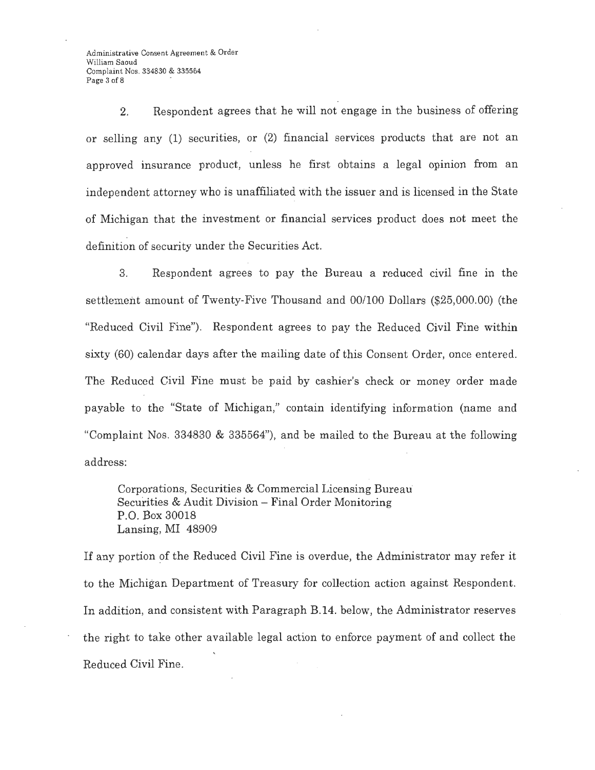2. Respondent agrees that he will not engage in the business of offering or selling any (1) securities, or (2) financial services products that are not an approved insurance product, unless he first obtains a legal opinion from an independent attorney who is unaffiliated with the issuer and is licensed in the State of Michigan that the investment or financial services product does not meet the definition of security under the Securities Act.

3. Respondent agrees to pay the Bureau a reduced civil fine in the settlement amount of Twenty-Five Thousand and 00/100 Dollars ($25,000.00) (the "Reduced Civil Fine"). Respondent agrees to pay the Reduced Civil Fine within sixty (60) calendar days after the mailing date of this Consent Order, once entered. The Reduced Civil Fine must be paid by cashier's check or money order made payable to the "State of Michigan," contain identifying information (name and "Complaint Nos. 334830 & 335564"), and be mailed to the Bureau at the following address:

> Corporations, Securities & Commercial Licensing Bureau
> Securities & Audit Division – Final Order Monitoring
> P.O. Box 30018
> Lansing, MI 48909

If any portion of the Reduced Civil Fine is overdue, the Administrator may refer it to the Michigan Department of Treasury for collection action against Respondent. In addition, and consistent with Paragraph B.14. below, the Administrator reserves the right to take other available legal action to enforce payment of and collect the Reduced Civil Fine.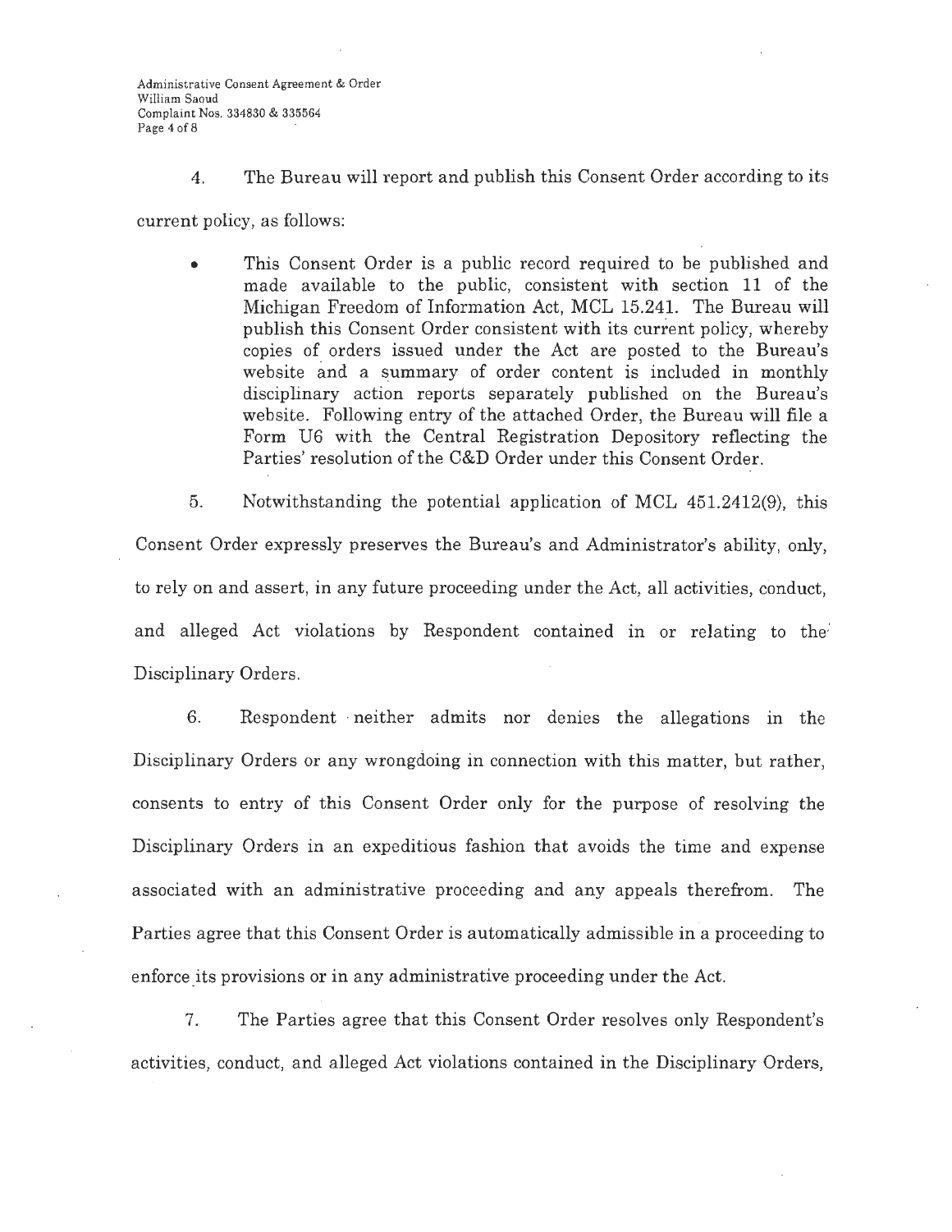4. The Bureau will report and publish this Consent Order according to its current policy, as follows:

- This Consent Order is a public record required to be published and made available to the public, consistent with section 11 of the Michigan Freedom of Information Act, MCL 15.241. The Bureau will publish this Consent Order consistent with its current policy, whereby copies of orders issued under the Act are posted to the Bureau's website and a summary of order content is included in monthly disciplinary action reports separately published on the Bureau's website. Following entry of the attached Order, the Bureau will file a Form U6 with the Central Registration Depository reflecting the Parties' resolution of the C&D Order under this Consent Order.

5. Notwithstanding the potential application of MCL 451.2412(9), this Consent Order expressly preserves the Bureau's and Administrator's ability, only, to rely on and assert, in any future proceeding under the Act, all activities, conduct, and alleged Act violations by Respondent contained in or relating to the Disciplinary Orders.

6. Respondent neither admits nor denies the allegations in the Disciplinary Orders or any wrongdoing in connection with this matter, but rather, consents to entry of this Consent Order only for the purpose of resolving the Disciplinary Orders in an expeditious fashion that avoids the time and expense associated with an administrative proceeding and any appeals therefrom. The Parties agree that this Consent Order is automatically admissible in a proceeding to enforce its provisions or in any administrative proceeding under the Act.

7. The Parties agree that this Consent Order resolves only Respondent's activities, conduct, and alleged Act violations contained in the Disciplinary Orders,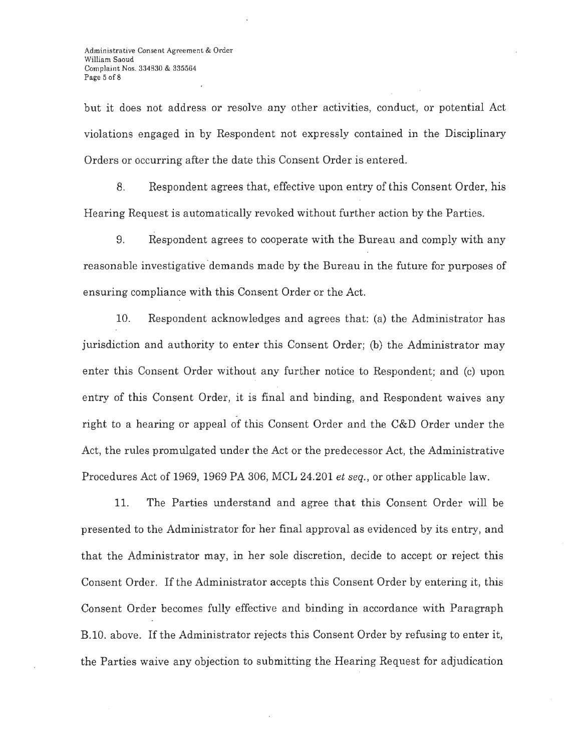but it does not address or resolve any other activities, conduct, or potential Act violations engaged in by Respondent not expressly contained in the Disciplinary Orders or occurring after the date this Consent Order is entered.

8. Respondent agrees that, effective upon entry of this Consent Order, his Hearing Request is automatically revoked without further action by the Parties.

9. Respondent agrees to cooperate with the Bureau and comply with any reasonable investigative demands made by the Bureau in the future for purposes of ensuring compliance with this Consent Order or the Act.

10. Respondent acknowledges and agrees that: (a) the Administrator has jurisdiction and authority to enter this Consent Order; (b) the Administrator may enter this Consent Order without any further notice to Respondent; and (c) upon entry of this Consent Order, it is final and binding, and Respondent waives any right to a hearing or appeal of this Consent Order and the C&D Order under the Act, the rules promulgated under the Act or the predecessor Act, the Administrative Procedures Act of 1969, 1969 PA 306, MCL 24.201 *et seq.*, or other applicable law.

11. The Parties understand and agree that this Consent Order will be presented to the Administrator for her final approval as evidenced by its entry, and that the Administrator may, in her sole discretion, decide to accept or reject this Consent Order. If the Administrator accepts this Consent Order by entering it, this Consent Order becomes fully effective and binding in accordance with Paragraph B.10. above. If the Administrator rejects this Consent Order by refusing to enter it, the Parties waive any objection to submitting the Hearing Request for adjudication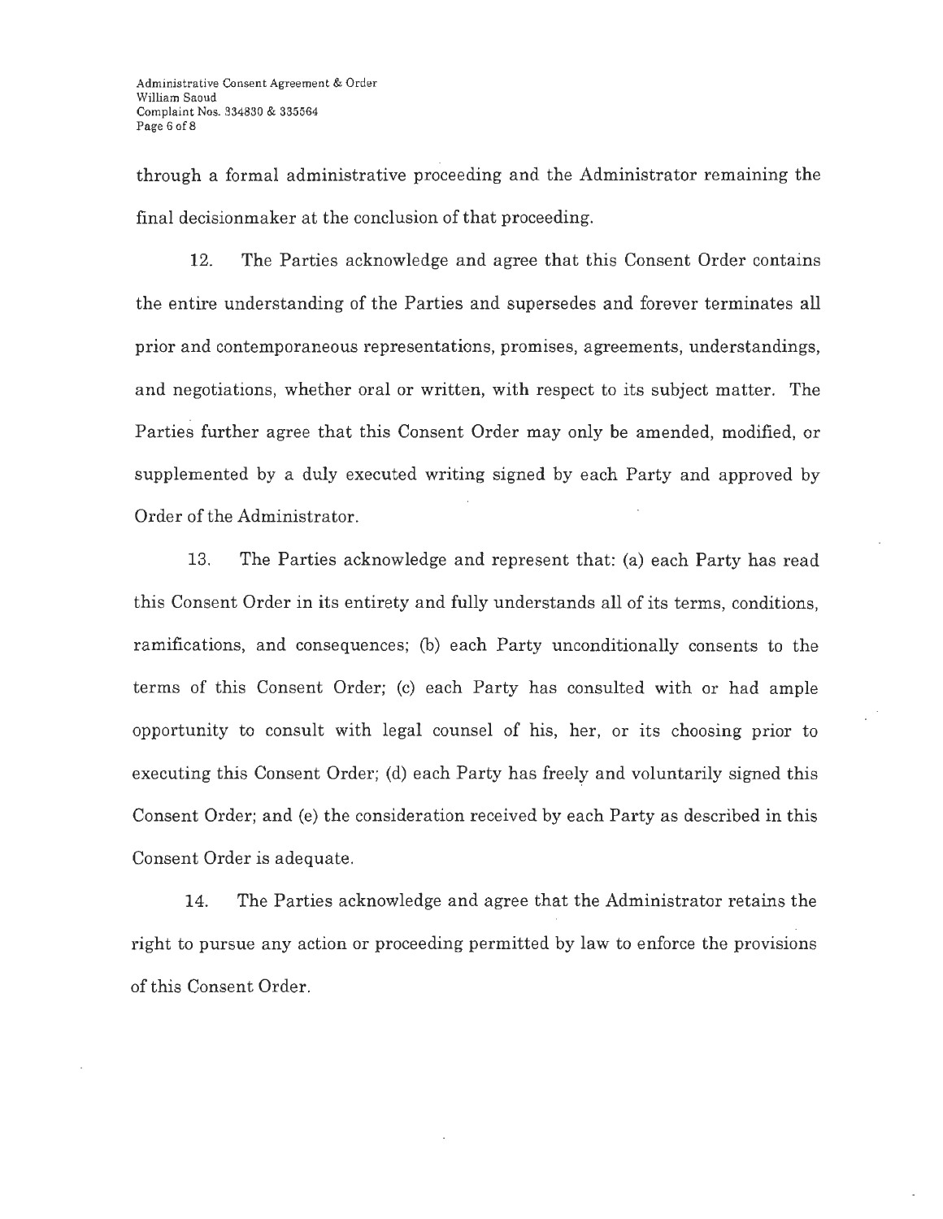through a formal administrative proceeding and the Administrator remaining the final decisionmaker at the conclusion of that proceeding.

12. The Parties acknowledge and agree that this Consent Order contains the entire understanding of the Parties and supersedes and forever terminates all prior and contemporaneous representations, promises, agreements, understandings, and negotiations, whether oral or written, with respect to its subject matter. The Parties further agree that this Consent Order may only be amended, modified, or supplemented by a duly executed writing signed by each Party and approved by Order of the Administrator.

13. The Parties acknowledge and represent that: (a) each Party has read this Consent Order in its entirety and fully understands all of its terms, conditions, ramifications, and consequences; (b) each Party unconditionally consents to the terms of this Consent Order; (c) each Party has consulted with or had ample opportunity to consult with legal counsel of his, her, or its choosing prior to executing this Consent Order; (d) each Party has freely and voluntarily signed this Consent Order; and (e) the consideration received by each Party as described in this Consent Order is adequate.

14. The Parties acknowledge and agree that the Administrator retains the right to pursue any action or proceeding permitted by law to enforce the provisions of this Consent Order.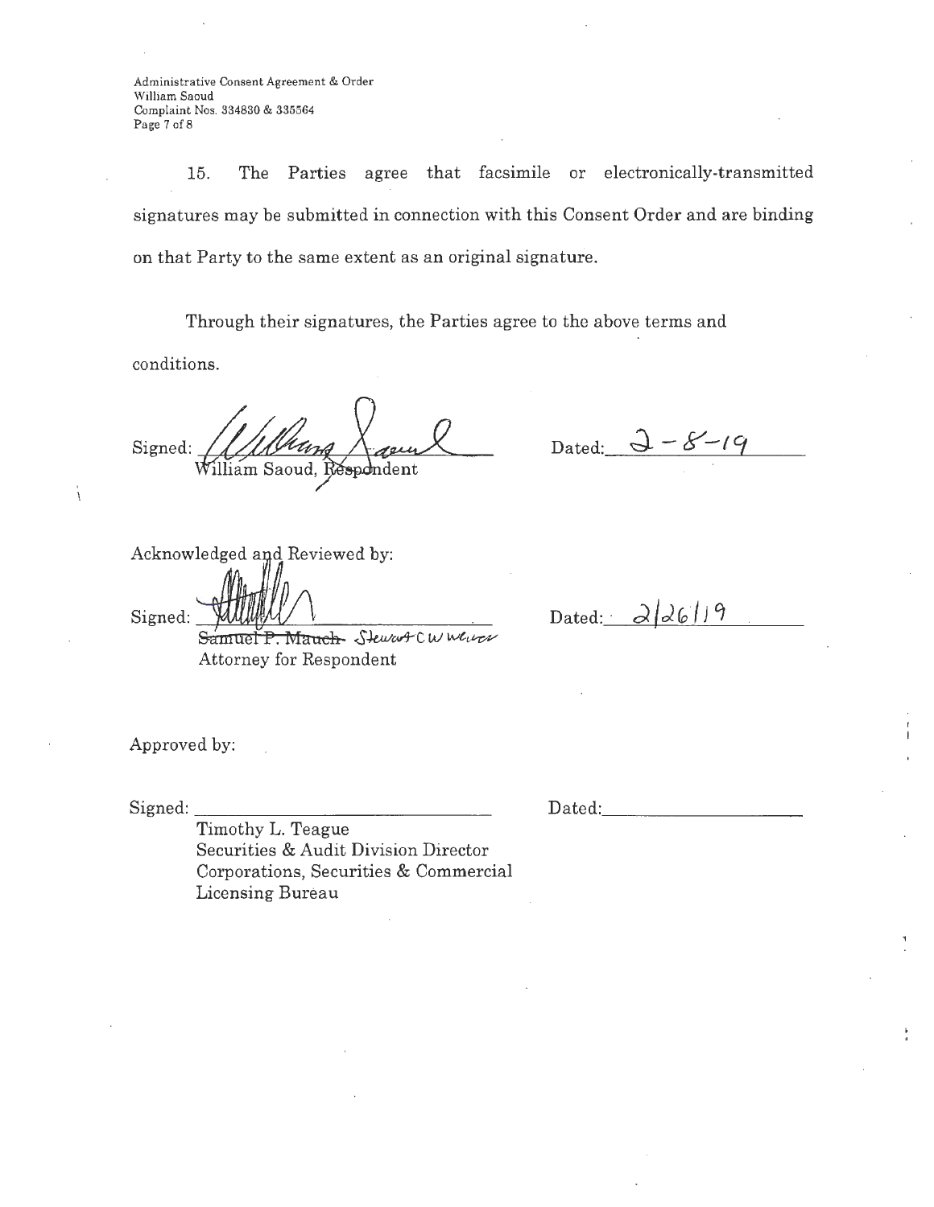15. The Parties agree that facsimile or electronically-transmitted signatures may be submitted in connection with this Consent Order and are binding on that Party to the same extent as an original signature.

Through their signatures, the Parties agree to the above terms and conditions.

Signed: ______________________________ Dated: 2-8-19
William Saoud, Respondent

Acknowledged and Reviewed by:

Signed: ______________________________ Dated: 2/26/19
~~Samuel P. Mauch~~ Stewart C W Weiner
Attorney for Respondent

Approved by:

Signed: ______________________________ Dated: ____________________
Timothy L. Teague
Securities & Audit Division Director
Corporations, Securities & Commercial Licensing Bureau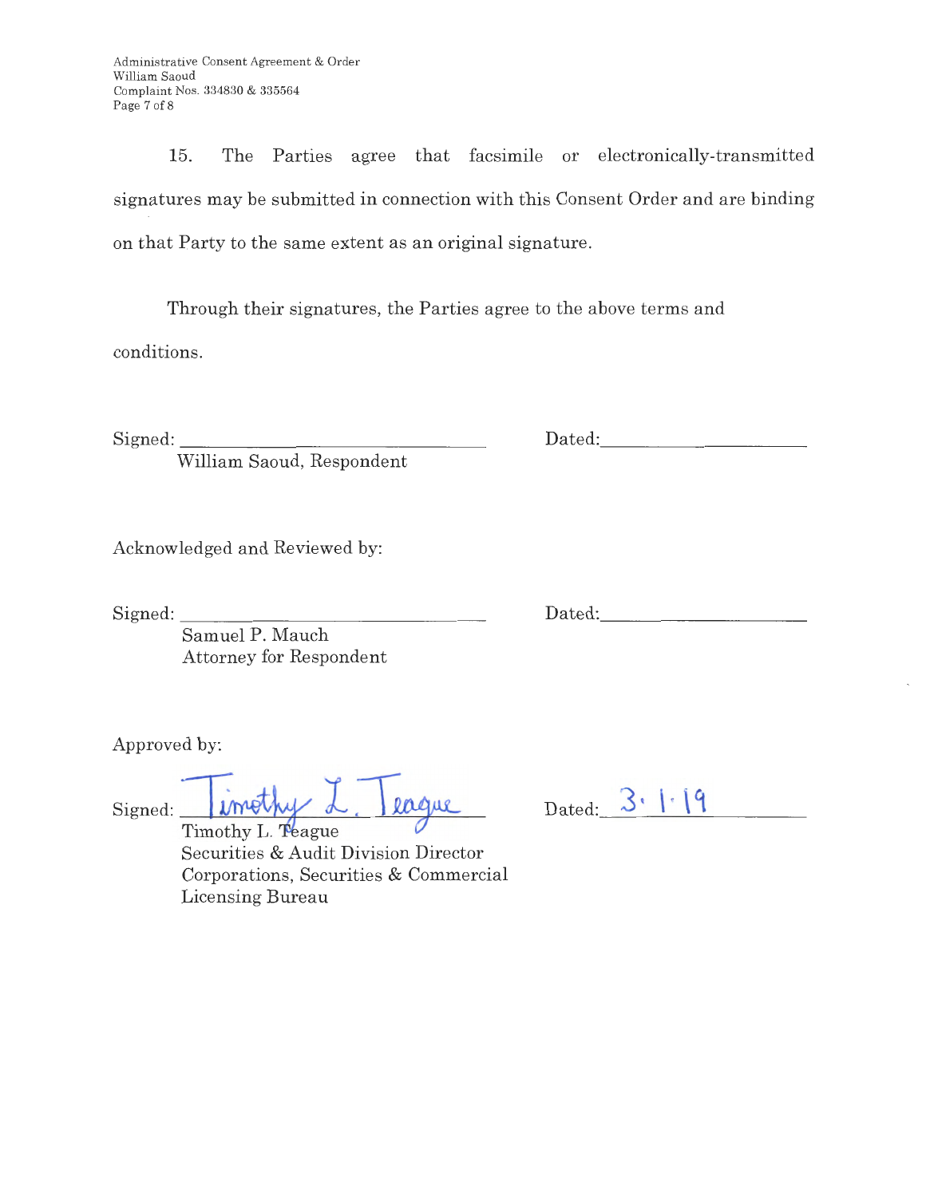15. The Parties agree that facsimile or electronically-transmitted signatures may be submitted in connection with this Consent Order and are binding on that Party to the same extent as an original signature.

Through their signatures, the Parties agree to the above terms and conditions.

Signed: ______________________________ Dated: ____________________
William Saoud, Respondent

Acknowledged and Reviewed by:

Signed: ______________________________ Dated: ____________________
Samuel P. Mauch
Attorney for Respondent

Approved by:

Signed: Timothy L. Teague Dated: 3.1.19
Timothy L. Teague
Securities & Audit Division Director
Corporations, Securities & Commercial Licensing Bureau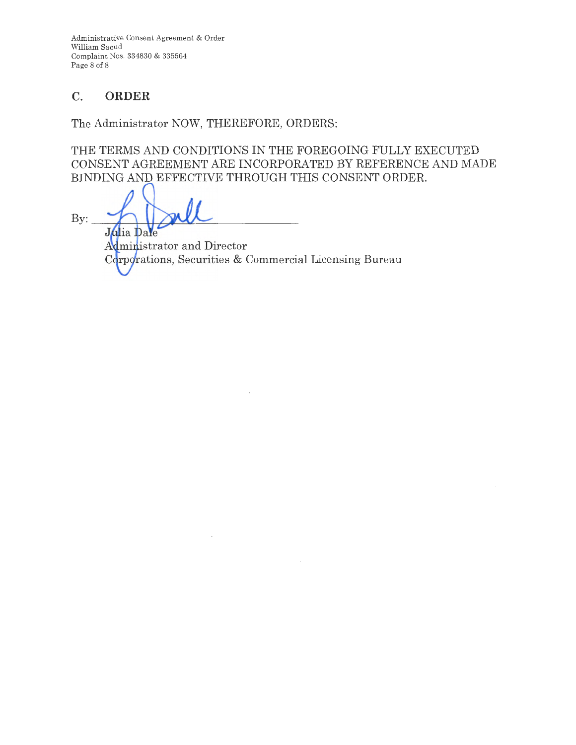## C. ORDER

The Administrator NOW, THEREFORE, ORDERS:

THE TERMS AND CONDITIONS IN THE FOREGOING FULLY EXECUTED CONSENT AGREEMENT ARE INCORPORATED BY REFERENCE AND MADE BINDING AND EFFECTIVE THROUGH THIS CONSENT ORDER.

By: ______________________________

Julia Dale
Administrator and Director
Corporations, Securities & Commercial Licensing Bureau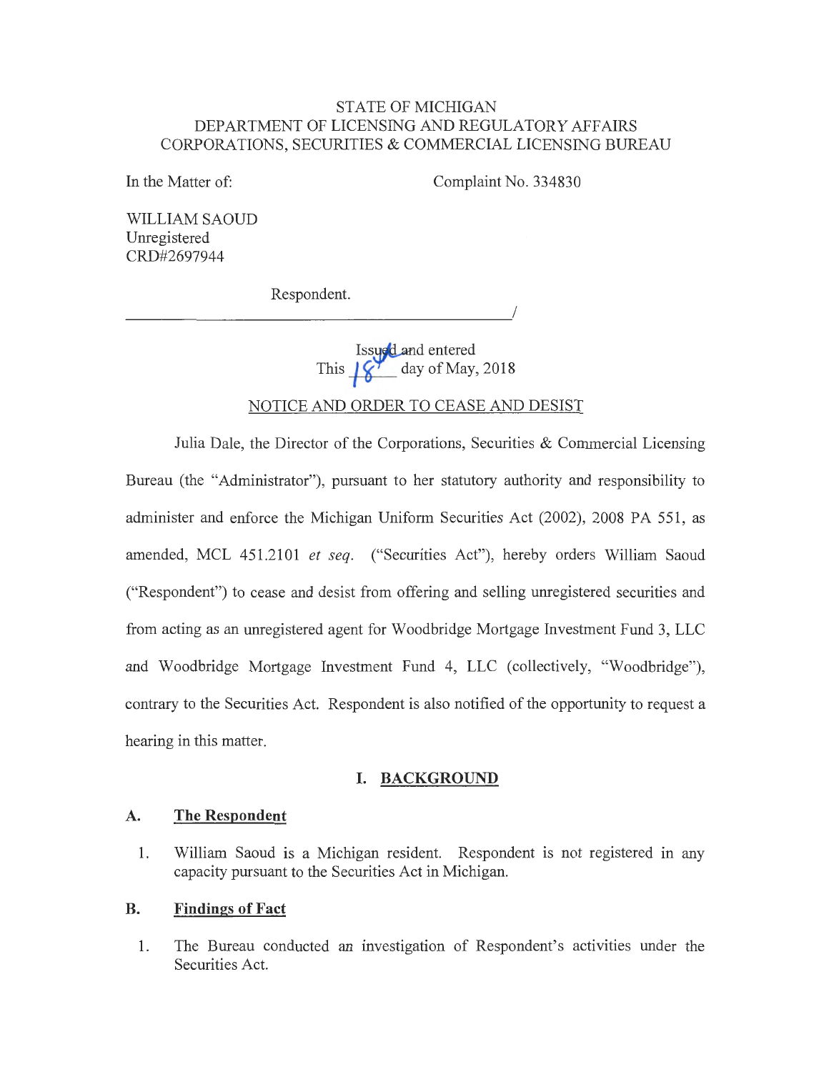STATE OF MICHIGAN
DEPARTMENT OF LICENSING AND REGULATORY AFFAIRS
CORPORATIONS, SECURITIES & COMMERCIAL LICENSING BUREAU

In the Matter of:

Complaint No. 334830

WILLIAM SAOUD
Unregistered
CRD#2697944

Respondent.

Issued and entered
This 18th day of May, 2018

NOTICE AND ORDER TO CEASE AND DESIST

Julia Dale, the Director of the Corporations, Securities & Commercial Licensing Bureau (the "Administrator"), pursuant to her statutory authority and responsibility to administer and enforce the Michigan Uniform Securities Act (2002), 2008 PA 551, as amended, MCL 451.2101 *et seq.* ("Securities Act"), hereby orders William Saoud ("Respondent") to cease and desist from offering and selling unregistered securities and from acting as an unregistered agent for Woodbridge Mortgage Investment Fund 3, LLC and Woodbridge Mortgage Investment Fund 4, LLC (collectively, "Woodbridge"), contrary to the Securities Act. Respondent is also notified of the opportunity to request a hearing in this matter.

## I. BACKGROUND

### A. The Respondent

1. William Saoud is a Michigan resident. Respondent is not registered in any capacity pursuant to the Securities Act in Michigan.

### B. Findings of Fact

1. The Bureau conducted an investigation of Respondent's activities under the Securities Act.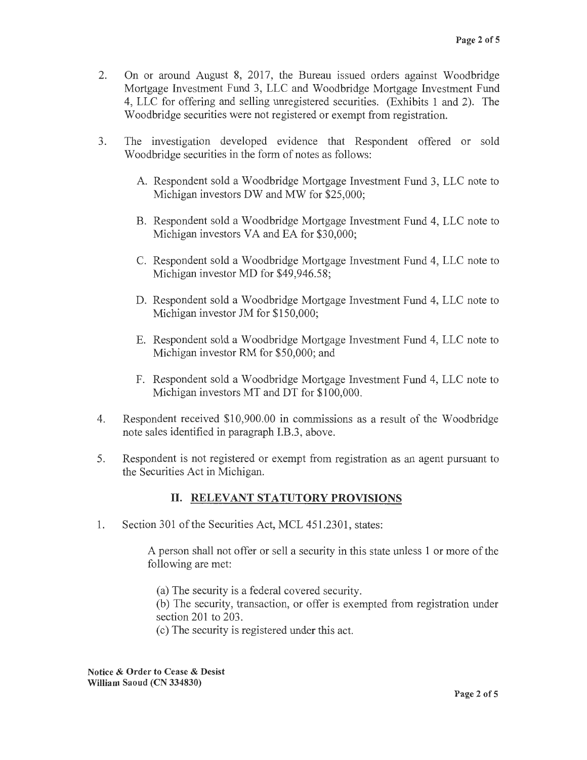2. On or around August 8, 2017, the Bureau issued orders against Woodbridge Mortgage Investment Fund 3, LLC and Woodbridge Mortgage Investment Fund 4, LLC for offering and selling unregistered securities. (Exhibits 1 and 2). The Woodbridge securities were not registered or exempt from registration.

3. The investigation developed evidence that Respondent offered or sold Woodbridge securities in the form of notes as follows:

   A. Respondent sold a Woodbridge Mortgage Investment Fund 3, LLC note to Michigan investors DW and MW for $25,000;

   B. Respondent sold a Woodbridge Mortgage Investment Fund 4, LLC note to Michigan investors VA and EA for $30,000;

   C. Respondent sold a Woodbridge Mortgage Investment Fund 4, LLC note to Michigan investor MD for $49,946.58;

   D. Respondent sold a Woodbridge Mortgage Investment Fund 4, LLC note to Michigan investor JM for $150,000;

   E. Respondent sold a Woodbridge Mortgage Investment Fund 4, LLC note to Michigan investor RM for $50,000; and

   F. Respondent sold a Woodbridge Mortgage Investment Fund 4, LLC note to Michigan investors MT and DT for $100,000.

4. Respondent received $10,900.00 in commissions as a result of the Woodbridge note sales identified in paragraph I.B.3, above.

5. Respondent is not registered or exempt from registration as an agent pursuant to the Securities Act in Michigan.

## II. RELEVANT STATUTORY PROVISIONS

1. Section 301 of the Securities Act, MCL 451.2301, states:

   > A person shall not offer or sell a security in this state unless 1 or more of the following are met:
   >
   > (a) The security is a federal covered security.
   > (b) The security, transaction, or offer is exempted from registration under section 201 to 203.
   > (c) The security is registered under this act.

Notice & Order to Cease & Desist
William Saoud (CN 334830)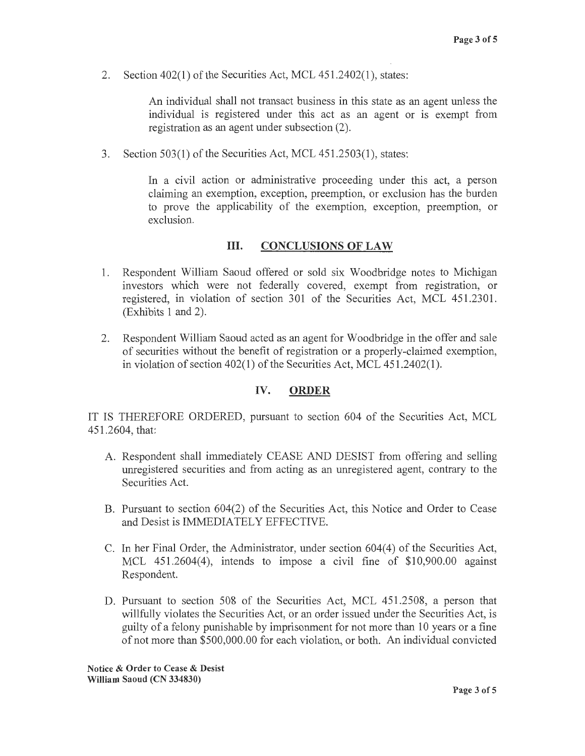2. Section 402(1) of the Securities Act, MCL 451.2402(1), states:

   > An individual shall not transact business in this state as an agent unless the individual is registered under this act as an agent or is exempt from registration as an agent under subsection (2).

3. Section 503(1) of the Securities Act, MCL 451.2503(1), states:

   > In a civil action or administrative proceeding under this act, a person claiming an exemption, exception, preemption, or exclusion has the burden to prove the applicability of the exemption, exception, preemption, or exclusion.

## III. CONCLUSIONS OF LAW

1. Respondent William Saoud offered or sold six Woodbridge notes to Michigan investors which were not federally covered, exempt from registration, or registered, in violation of section 301 of the Securities Act, MCL 451.2301. (Exhibits 1 and 2).

2. Respondent William Saoud acted as an agent for Woodbridge in the offer and sale of securities without the benefit of registration or a properly-claimed exemption, in violation of section 402(1) of the Securities Act, MCL 451.2402(1).

## IV. ORDER

IT IS THEREFORE ORDERED, pursuant to section 604 of the Securities Act, MCL 451.2604, that:

A. Respondent shall immediately CEASE AND DESIST from offering and selling unregistered securities and from acting as an unregistered agent, contrary to the Securities Act.

B. Pursuant to section 604(2) of the Securities Act, this Notice and Order to Cease and Desist is IMMEDIATELY EFFECTIVE.

C. In her Final Order, the Administrator, under section 604(4) of the Securities Act, MCL 451.2604(4), intends to impose a civil fine of $10,900.00 against Respondent.

D. Pursuant to section 508 of the Securities Act, MCL 451.2508, a person that willfully violates the Securities Act, or an order issued under the Securities Act, is guilty of a felony punishable by imprisonment for not more than 10 years or a fine of not more than $500,000.00 for each violation, or both. An individual convicted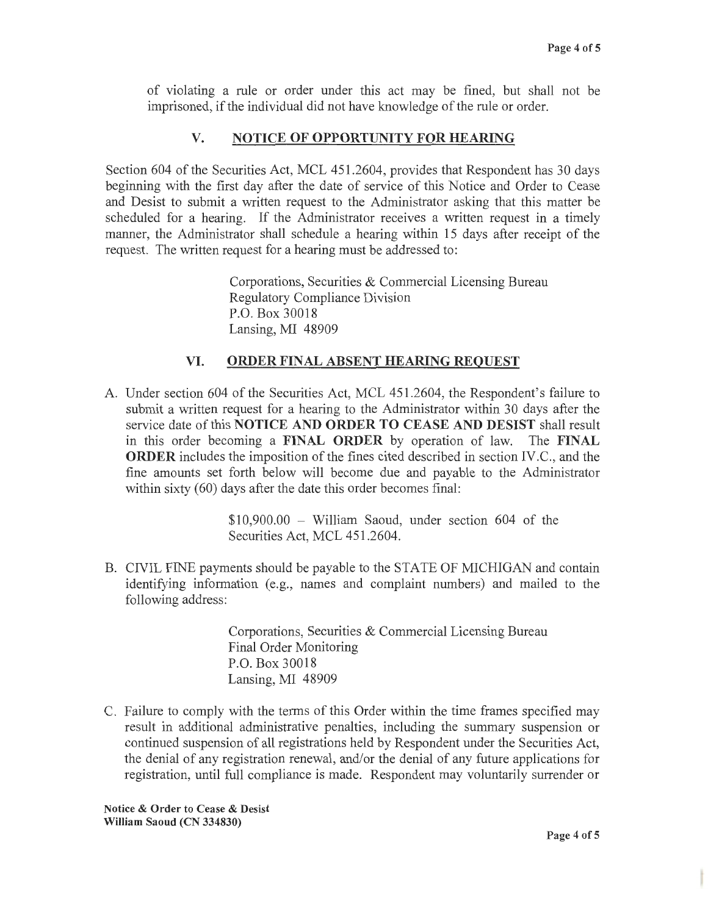of violating a rule or order under this act may be fined, but shall not be imprisoned, if the individual did not have knowledge of the rule or order.

## V. NOTICE OF OPPORTUNITY FOR HEARING

Section 604 of the Securities Act, MCL 451.2604, provides that Respondent has 30 days beginning with the first day after the date of service of this Notice and Order to Cease and Desist to submit a written request to the Administrator asking that this matter be scheduled for a hearing. If the Administrator receives a written request in a timely manner, the Administrator shall schedule a hearing within 15 days after receipt of the request. The written request for a hearing must be addressed to:

> Corporations, Securities & Commercial Licensing Bureau
> Regulatory Compliance Division
> P.O. Box 30018
> Lansing, MI 48909

## VI. ORDER FINAL ABSENT HEARING REQUEST

A. Under section 604 of the Securities Act, MCL 451.2604, the Respondent's failure to submit a written request for a hearing to the Administrator within 30 days after the service date of this **NOTICE AND ORDER TO CEASE AND DESIST** shall result in this order becoming a **FINAL ORDER** by operation of law. The **FINAL ORDER** includes the imposition of the fines cited described in section IV.C., and the fine amounts set forth below will become due and payable to the Administrator within sixty (60) days after the date this order becomes final:

> $10,900.00 – William Saoud, under section 604 of the Securities Act, MCL 451.2604.

B. CIVIL FINE payments should be payable to the STATE OF MICHIGAN and contain identifying information (e.g., names and complaint numbers) and mailed to the following address:

> Corporations, Securities & Commercial Licensing Bureau
> Final Order Monitoring
> P.O. Box 30018
> Lansing, MI 48909

C. Failure to comply with the terms of this Order within the time frames specified may result in additional administrative penalties, including the summary suspension or continued suspension of all registrations held by Respondent under the Securities Act, the denial of any registration renewal, and/or the denial of any future applications for registration, until full compliance is made. Respondent may voluntarily surrender or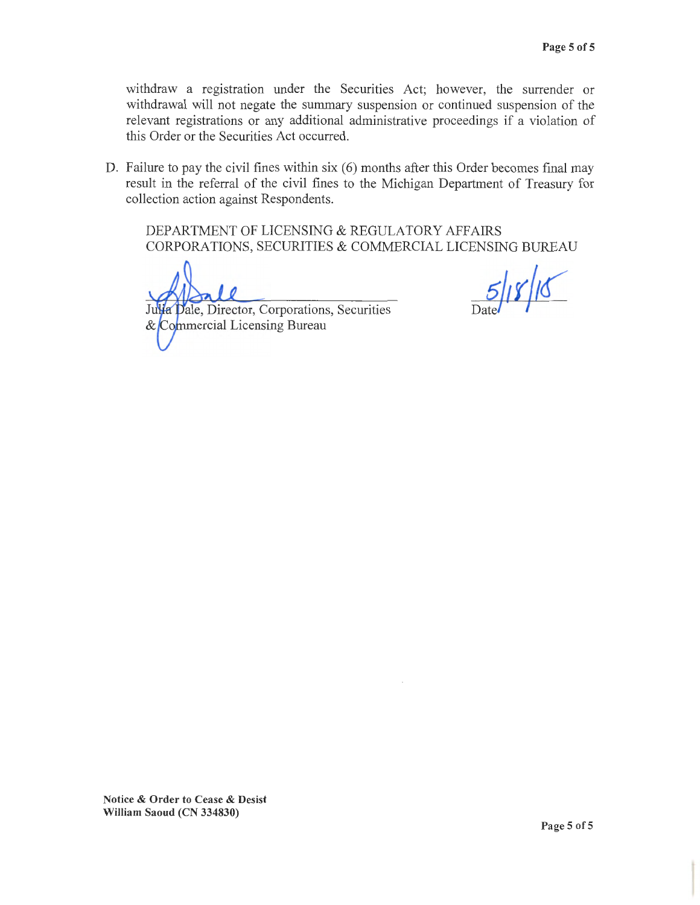withdraw a registration under the Securities Act; however, the surrender or withdrawal will not negate the summary suspension or continued suspension of the relevant registrations or any additional administrative proceedings if a violation of this Order or the Securities Act occurred.

D. Failure to pay the civil fines within six (6) months after this Order becomes final may result in the referral of the civil fines to the Michigan Department of Treasury for collection action against Respondents.

DEPARTMENT OF LICENSING & REGULATORY AFFAIRS
CORPORATIONS, SECURITIES & COMMERCIAL LICENSING BUREAU

Julia Dale, Director, Corporations, Securities & Commercial Licensing Bureau

5/18/18
Date

**Notice & Order to Cease & Desist**
**William Saoud (CN 334830)**